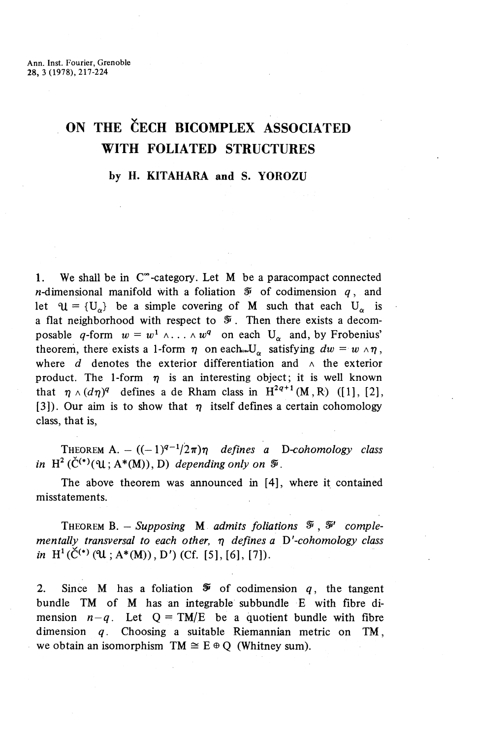# ON THE ČECH BICOMPLEX ASSOCIATED WITH FOLIATED STRUCTURES

**by H. KITAHARA and S. YOROZU**

1. We shall be in $C^\infty$-category. Let $M$ be a paracompact connected $n$-dimensional manifold with a foliation $\mathcal{F}$ of codimension $q$, and let $\mathcal{U} = \{U_\alpha\}$ be a simple covering of $M$ such that each $U_\alpha$ is a flat neighborhood with respect to $\mathcal{F}$. Then there exists a decomposable $q$-form $w = w^1 \wedge \ldots \wedge w^q$ on each $U_\alpha$ and, by Frobenius' theorem, there exists a 1-form $\eta$ on each $U_\alpha$ satisfying $dw = w \wedge \eta$, where $d$ denotes the exterior differentiation and $\wedge$ the exterior product. The 1-form $\eta$ is an interesting object; it is well known that $\eta \wedge (d\eta)^q$ defines a de Rham class in $H^{2q+1}(M, R)$ ([1], [2], [3]). Our aim is to show that $\eta$ itself defines a certain cohomology class, that is,

THEOREM A. — $((-1)^{q-1}/2\pi)\eta$ *defines a* D-*cohomology class in* $H^2(\check{C}^{(*)}(\mathcal{U}; A^*(M)), D)$ *depending only on* $\mathcal{F}$.

The above theorem was announced in [4], where it contained misstatements.

THEOREM B. — *Supposing* $M$ *admits foliations* $\mathcal{F}$, $\mathcal{F}'$ *complementally transversal to each other,* $\eta$ *defines a* D'-*cohomology class in* $H^1(\check{C}^{(*)}(\mathcal{U}; A^*(M)), D')$ (Cf. [5], [6], [7]).

2. Since $M$ has a foliation $\mathcal{F}$ of codimension $q$, the tangent bundle $TM$ of $M$ has an integrable subbundle $E$ with fibre dimension $n-q$. Let $Q = TM/E$ be a quotient bundle with fibre dimension $q$. Choosing a suitable Riemannian metric on $TM$, we obtain an isomorphism $TM \cong E \oplus Q$ (Whitney sum).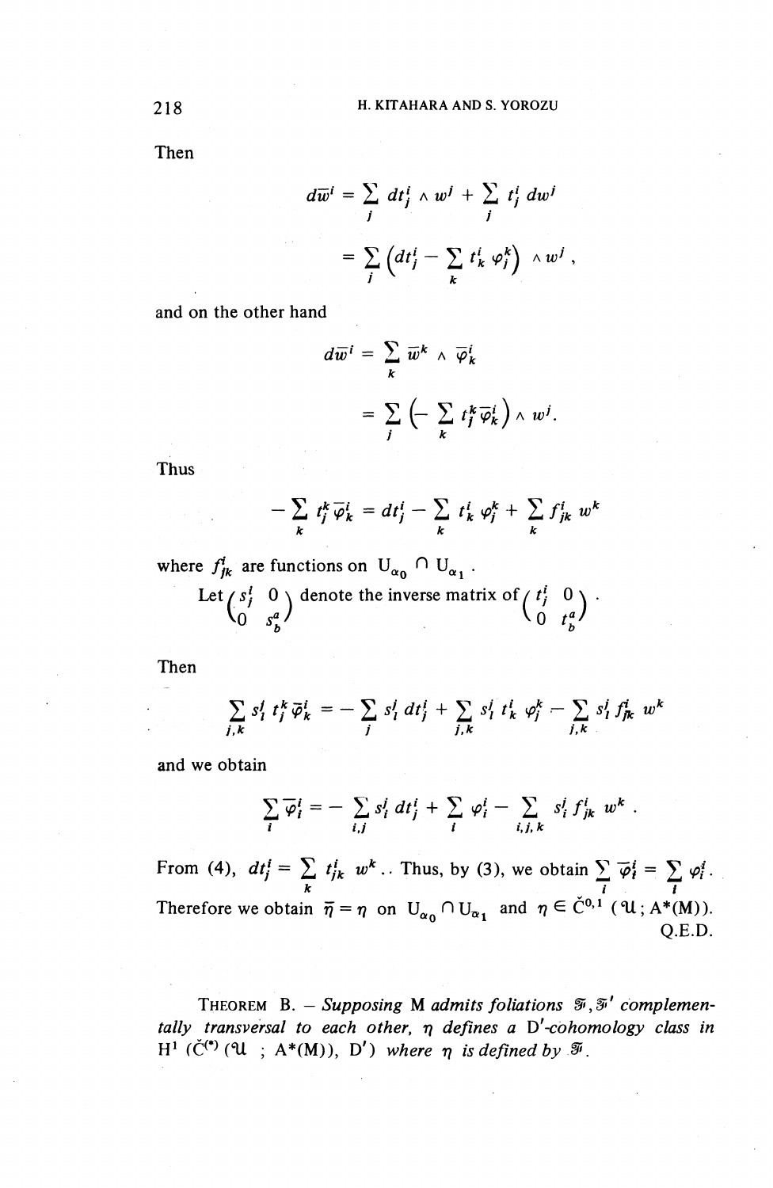Then

$$d\bar{w}^i = \sum_j dt^i_j \wedge w^j + \sum_j t^i_j \, dw^j$$

$$= \sum_j \Big( dt^i_j - \sum_k t^i_k \, \varphi^k_j \Big) \wedge w^j ,$$

and on the other hand

$$d\bar{w}^i = \sum_k \bar{w}^k \wedge \bar{\varphi}^i_k$$

$$= \sum_j \Big( - \sum_k t^k_j \bar{\varphi}^i_k \Big) \wedge w^j .$$

Thus

$$- \sum_k t^k_j \bar{\varphi}^i_k = dt^i_j - \sum_k t^i_k \, \varphi^k_j + \sum_k f^i_{jk} \, w^k$$

where $f^i_{jk}$ are functions on $U_{\alpha_0} \cap U_{\alpha_1}$.

Let $\begin{pmatrix} s^i_j & 0 \\ 0 & s^a_b \end{pmatrix}$ denote the inverse matrix of $\begin{pmatrix} t^i_j & 0 \\ 0 & t^a_b \end{pmatrix}$.

Then

$$\sum_{j,k} s^j_l \, t^k_j \, \bar{\varphi}^i_k = - \sum_j s^j_l \, dt^i_j + \sum_{j,k} s^j_l \, t^i_k \, \varphi^k_j - \sum_{j,k} s^j_l \, f^i_{jk} \, w^k$$

and we obtain

$$\sum_i \bar{\varphi}^i_i = - \sum_{i,j} s^j_i \, dt^i_j + \sum_i \varphi^i_i - \sum_{i,j,k} s^j_i \, f^i_{jk} \, w^k .$$

From (4), $dt^i_j = \sum_k t^i_{jk} \, w^k$. Thus, by (3), we obtain $\sum_i \bar{\varphi}^i_i = \sum_i \varphi^i_i$. Therefore we obtain $\bar{\eta} = \eta$ on $U_{\alpha_0} \cap U_{\alpha_1}$ and $\eta \in \check{C}^{0,1}(\mathcal{U}\, ; A^*(M))$.

Q.E.D.

THEOREM B. – *Supposing* M *admits foliations* $\mathcal{F}, \mathcal{F}'$ *complementally transversal to each other,* $\eta$ *defines a* D'*-cohomology class in* $H^1(\check{C}^{(*)}(\mathcal{U}\; ; A^*(M)), D')$ *where* $\eta$ *is defined by* $\mathcal{F}$.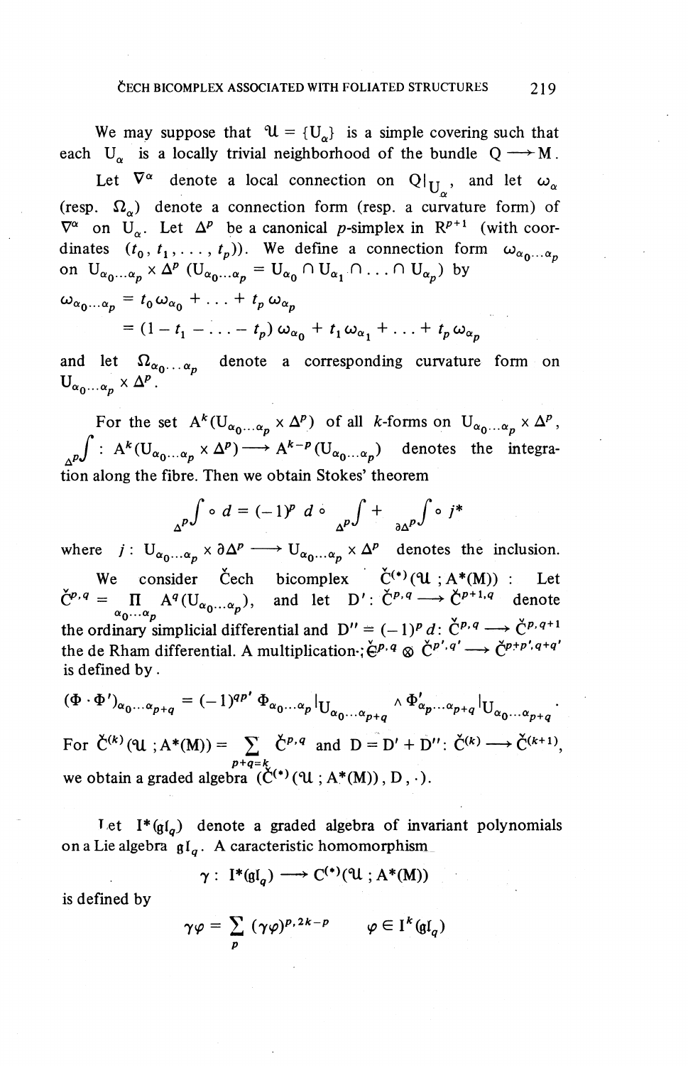We may suppose that $\mathfrak{U} = \{U_\alpha\}$ is a simple covering such that each $U_\alpha$ is a locally trivial neighborhood of the bundle $Q \longrightarrow M$.

Let $\nabla^\alpha$ denote a local connection on $Q|_{U_\alpha}$, and let $\omega_\alpha$ (resp. $\Omega_\alpha$) denote a connection form (resp. a curvature form) of $\nabla^\alpha$ on $U_\alpha$. Let $\Delta^p$ be a canonical $p$-simplex in $R^{p+1}$ (with coordinates $(t_0, t_1, \ldots, t_p)$). We define a connection form $\omega_{\alpha_0 \ldots \alpha_p}$ on $U_{\alpha_0 \ldots \alpha_p} \times \Delta^p$ ($U_{\alpha_0 \ldots \alpha_p} = U_{\alpha_0} \cap U_{\alpha_1} \cap \ldots \cap U_{\alpha_p}$) by

$$
\begin{aligned}
\omega_{\alpha_0 \ldots \alpha_p} &= t_0 \omega_{\alpha_0} + \ldots + t_p \omega_{\alpha_p} \\
&= (1 - t_1 - \ldots - t_p)\, \omega_{\alpha_0} + t_1 \omega_{\alpha_1} + \ldots + t_p \omega_{\alpha_p}
\end{aligned}
$$

and let $\Omega_{\alpha_0 \ldots \alpha_p}$ denote a corresponding curvature form on $U_{\alpha_0 \ldots \alpha_p} \times \Delta^p$.

For the set $A^k(U_{\alpha_0 \ldots \alpha_p} \times \Delta^p)$ of all $k$-forms on $U_{\alpha_0 \ldots \alpha_p} \times \Delta^p$, ${}_{\Delta^p}\!\int : A^k(U_{\alpha_0 \ldots \alpha_p} \times \Delta^p) \longrightarrow A^{k-p}(U_{\alpha_0 \ldots \alpha_p})$ denotes the integration along the fibre. Then we obtain Stokes' theorem

$$
{}_{\Delta^p}\!\int \circ\, d = (-1)^p\, d \circ {}_{\Delta^p}\!\int + {}_{\partial\Delta^p}\!\int \circ\, j^*
$$

where $j : U_{\alpha_0 \ldots \alpha_p} \times \partial\Delta^p \longrightarrow U_{\alpha_0 \ldots \alpha_p} \times \Delta^p$ denotes the inclusion.

We consider Čech bicomplex $\check{C}^{(*)}(\mathfrak{U}\,; A^*(M))$ : Let $\check{C}^{p,q} = \prod_{\alpha_0 \ldots \alpha_p} A^q(U_{\alpha_0 \ldots \alpha_p})$, and let $D' : \check{C}^{p,q} \longrightarrow \check{C}^{p+1,q}$ denote the ordinary simplicial differential and $D'' = (-1)^p d : \check{C}^{p,q} \longrightarrow \check{C}^{p,q+1}$ the de Rham differential. A multiplication $\cdot\,; \check{C}^{p,q} \otimes \check{C}^{p',q'} \longrightarrow \check{C}^{p+p',q+q'}$ is defined by .

$$
(\Phi \cdot \Phi')_{\alpha_0 \ldots \alpha_{p+q}} = (-1)^{qp'}\, \Phi_{\alpha_0 \ldots \alpha_p}|_{U_{\alpha_0 \ldots \alpha_{p+q}}} \wedge \Phi'_{\alpha_p \ldots \alpha_{p+q}}|_{U_{\alpha_0 \ldots \alpha_{p+q}}} .
$$

For $\check{C}^{(k)}(\mathfrak{U}\,; A^*(M)) = \sum_{p+q=k} \check{C}^{p,q}$ and $D = D' + D'' : \check{C}^{(k)} \longrightarrow \check{C}^{(k+1)}$, we obtain a graded algebra $(\check{C}^{(*)}(\mathfrak{U}\,; A^*(M)), D, \cdot)$.

Let $I^*(\mathfrak{gl}_q)$ denote a graded algebra of invariant polynomials on a Lie algebra $\mathfrak{gl}_q$. A caracteristic homomorphism

$$
\gamma : I^*(\mathfrak{gl}_q) \longrightarrow C^{(*)}(\mathfrak{U}\,; A^*(M))
$$

is defined by

$$
\gamma\varphi = \sum_p (\gamma\varphi)^{p,2k-p} \qquad \varphi \in I^k(\mathfrak{gl}_q)
$$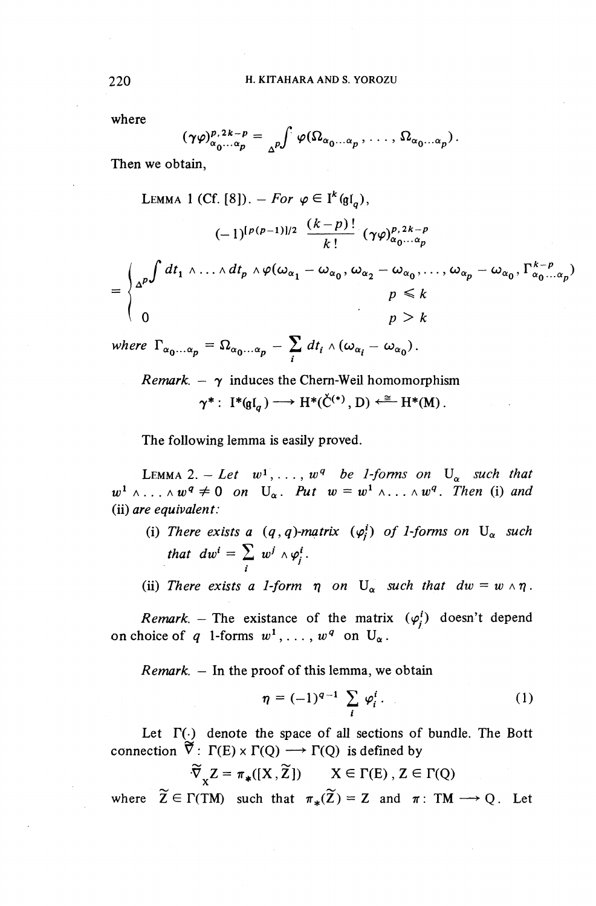where

$$(\gamma\varphi)^{p,2k-p}_{\alpha_0\cdots\alpha_p} = {}_{\Delta^p}\!\int \varphi(\Omega_{\alpha_0\ldots\alpha_p}, \ldots, \Omega_{\alpha_0\ldots\alpha_p}).$$

Then we obtain,

LEMMA 1 (Cf. [8]). – *For* $\varphi \in \mathrm{I}^k(\mathfrak{gl}_q)$,

$$(-1)^{[p(p-1)]/2} \frac{(k-p)!}{k!} (\gamma\varphi)^{p,2k-p}_{\alpha_0\cdots\alpha_p}$$

$$= \begin{cases} {}_{\Delta^p}\!\int dt_1 \wedge \ldots \wedge dt_p \wedge \varphi(\omega_{\alpha_1} - \omega_{\alpha_0}, \omega_{\alpha_2} - \omega_{\alpha_0}, \ldots, \omega_{\alpha_p} - \omega_{\alpha_0}, \Gamma^{k-p}_{\alpha_0\cdots\alpha_p}) & p \leqslant k \\ 0 & p > k \end{cases}$$

*where* $\Gamma_{\alpha_0\ldots\alpha_p} = \Omega_{\alpha_0\ldots\alpha_p} - \sum_i dt_i \wedge (\omega_{\alpha_i} - \omega_{\alpha_0})$.

*Remark.* – $\gamma$ induces the Chern-Weil homomorphism

$$\gamma^* : \mathrm{I}^*(\mathfrak{gl}_q) \longrightarrow \mathrm{H}^*(\check{\mathrm{C}}^{(*)}, \mathrm{D}) \xleftarrow{\cong} \mathrm{H}^*(\mathrm{M}).$$

The following lemma is easily proved.

LEMMA 2. – *Let* $w^1, \ldots, w^q$ *be 1-forms on* $\mathrm{U}_\alpha$ *such that* $w^1 \wedge \ldots \wedge w^q \neq 0$ *on* $\mathrm{U}_\alpha$. *Put* $w = w^1 \wedge \ldots \wedge w^q$. *Then* (i) *and* (ii) *are equivalent:*

(i) *There exists a* $(q, q)$*-matrix* $(\varphi^i_j)$ *of 1-forms on* $\mathrm{U}_\alpha$ *such that* $dw^i = \sum_i w^j \wedge \varphi^i_j$.

(ii) *There exists a 1-form* $\eta$ *on* $\mathrm{U}_\alpha$ *such that* $dw = w \wedge \eta$.

*Remark.* – The existance of the matrix $(\varphi^i_j)$ doesn't depend on choice of $q$ 1-forms $w^1, \ldots, w^q$ on $\mathrm{U}_\alpha$.

*Remark.* – In the proof of this lemma, we obtain

$$\eta = (-1)^{q-1} \sum_i \varphi^i_i. \tag{1}$$

Let $\Gamma(\cdot)$ denote the space of all sections of bundle. The Bott connection $\widetilde{\nabla} : \Gamma(\mathrm{E}) \times \Gamma(\mathrm{Q}) \longrightarrow \Gamma(\mathrm{Q})$ is defined by

$$\widetilde{\nabla}_{\mathrm{X}} \mathrm{Z} = \pi_*([\mathrm{X}, \widetilde{\mathrm{Z}}]) \qquad \mathrm{X} \in \Gamma(\mathrm{E}), \mathrm{Z} \in \Gamma(\mathrm{Q})$$

where $\widetilde{\mathrm{Z}} \in \Gamma(\mathrm{TM})$ such that $\pi_*(\widetilde{\mathrm{Z}}) = \mathrm{Z}$ and $\pi : \mathrm{TM} \longrightarrow \mathrm{Q}$. Let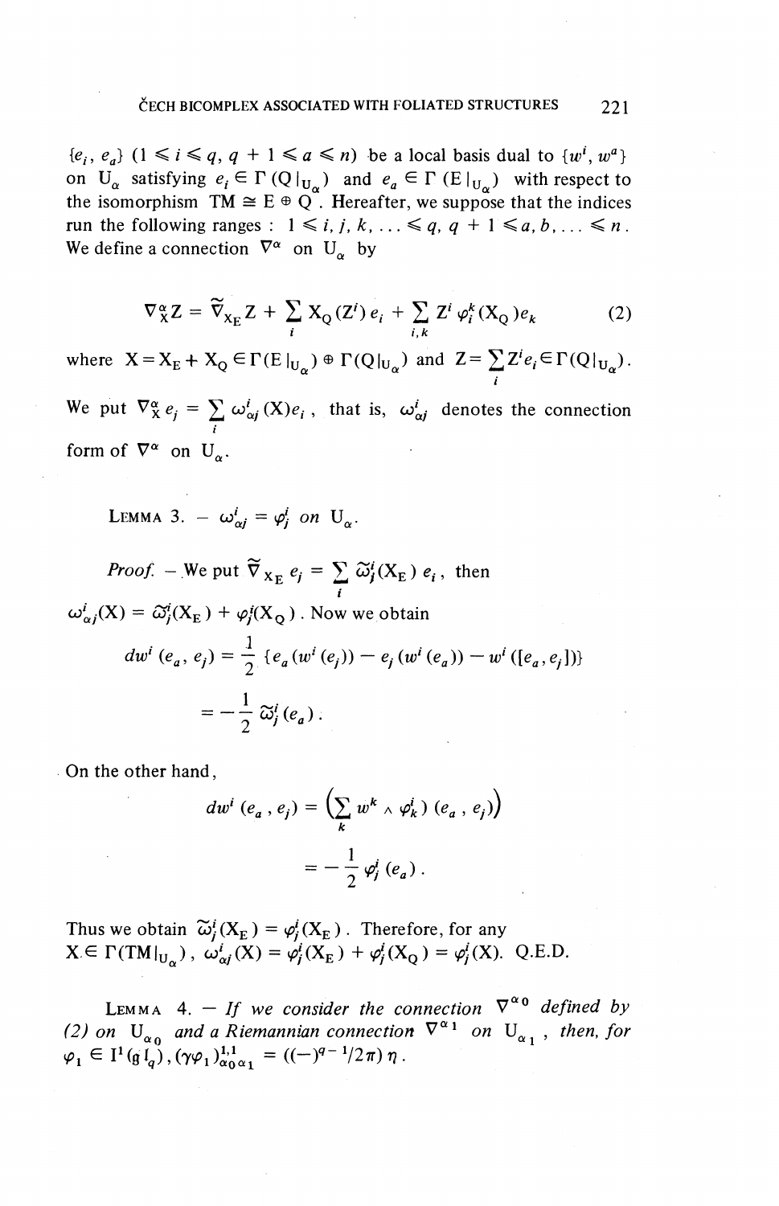$\{e_i, e_a\}$ $(1 \leqslant i \leqslant q,\ q+1 \leqslant a \leqslant n)$ be a local basis dual to $\{w^i, w^a\}$ on $U_\alpha$ satisfying $e_i \in \Gamma(Q|_{U_\alpha})$ and $e_a \in \Gamma(E|_{U_\alpha})$ with respect to the isomorphism $TM \cong E \oplus Q$. Hereafter, we suppose that the indices run the following ranges : $1 \leqslant i, j, k, \ldots \leqslant q$, $q+1 \leqslant a, b, \ldots \leqslant n$. We define a connection $\nabla^\alpha$ on $U_\alpha$ by

$$\nabla^\alpha_X Z = \widetilde{\nabla}_{X_E} Z + \sum_i X_Q(Z^i)\, e_i + \sum_{i,k} Z^i \varphi_i^k(X_Q) e_k \tag{2}$$

where $X = X_E + X_Q \in \Gamma(E|_{U_\alpha}) \oplus \Gamma(Q|_{U_\alpha})$ and $Z = \sum_i Z^i e_i \in \Gamma(Q|_{U_\alpha})$.

We put $\nabla^\alpha_X e_j = \sum_i \omega^i_{\alpha j}(X) e_i$, that is, $\omega^i_{\alpha j}$ denotes the connection form of $\nabla^\alpha$ on $U_\alpha$.

LEMMA 3. — *$\omega^i_{\alpha j} = \varphi^i_j$ on $U_\alpha$.*

*Proof.* — We put $\widetilde{\nabla}_{X_E} e_j = \sum_i \widetilde{\omega}^i_j(X_E)\, e_i$, then $\omega^i_{\alpha j}(X) = \widetilde{\omega}^i_j(X_E) + \varphi^i_j(X_Q)$. Now we obtain

$$\begin{aligned} dw^i(e_a, e_j) &= \frac{1}{2}\{e_a(w^i(e_j)) - e_j(w^i(e_a)) - w^i([e_a, e_j])\} \\ &= -\frac{1}{2}\widetilde{\omega}^i_j(e_a). \end{aligned}$$

On the other hand,

$$\begin{aligned} dw^i(e_a, e_j) &= \Big(\sum_k w^k \wedge \varphi^i_k\Big)(e_a, e_j) \\ &= -\frac{1}{2}\varphi^i_j(e_a). \end{aligned}$$

Thus we obtain $\widetilde{\omega}^i_j(X_E) = \varphi^i_j(X_E)$. Therefore, for any $X \in \Gamma(TM|_{U_\alpha})$, $\omega^i_{\alpha j}(X) = \varphi^i_j(X_E) + \varphi^i_j(X_Q) = \varphi^i_j(X)$. Q.E.D.

LEMMA 4. — *If we consider the connection $\nabla^{\alpha_0}$ defined by (2) on $U_{\alpha_0}$ and a Riemannian connection $\nabla^{\alpha_1}$ on $U_{\alpha_1}$, then, for $\varphi_1 \in I^1(\mathfrak{gl}_q)$, $(\gamma\varphi_1)^{1,1}_{\alpha_0\alpha_1} = ((-)^{q-1}/2\pi)\,\eta$.*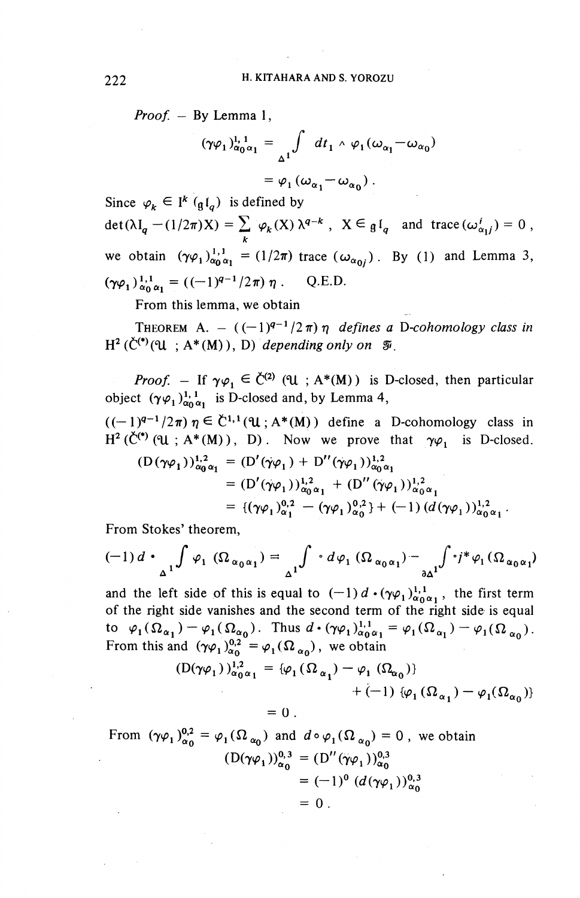*Proof.* – By Lemma 1,

$$(\gamma\varphi_1)^{1,1}_{\alpha_0\alpha_1} = \int_{\Delta^1} dt_1 \wedge \varphi_1(\omega_{\alpha_1} - \omega_{\alpha_0})$$

$$= \varphi_1(\omega_{\alpha_1} - \omega_{\alpha_0}).$$

Since $\varphi_k \in \mathrm{I}^k(\mathfrak{gl}_q)$ is defined by

$\det(\lambda \mathrm{I}_q - (1/2\pi)\mathrm{X}) = \sum_k \varphi_k(\mathrm{X})\lambda^{q-k}$, $\mathrm{X} \in \mathfrak{gl}_q$ and $\mathrm{trace}(\omega^i_{\alpha_1 j}) = 0$,

we obtain $(\gamma\varphi_1)^{1,1}_{\alpha_0\alpha_1} = (1/2\pi)\,\mathrm{trace}\,(\omega_{\alpha_0 j})$. By (1) and Lemma 3, $(\gamma\varphi_1)^{1,1}_{\alpha_0\alpha_1} = ((-1)^{q-1}/2\pi)\,\eta$. Q.E.D.

From this lemma, we obtain

THEOREM A. – *$((-1)^{q-1}/2\pi)\,\eta$ defines a D-cohomology class in $\mathrm{H}^2(\check{\mathrm{C}}^{(*)}(\mathcal{U}\ ; \mathrm{A}^*(\mathrm{M})), \mathrm{D})$ depending only on $\mathcal{F}$.*

*Proof.* – If $\gamma\varphi_1 \in \check{\mathrm{C}}^{(2)}(\mathcal{U}\ ; \mathrm{A}^*(\mathrm{M}))$ is D-closed, then particular object $(\gamma\varphi_1)^{1,1}_{\alpha_0\alpha_1}$ is D-closed and, by Lemma 4, $((-1)^{q-1}/2\pi)\,\eta \in \check{\mathrm{C}}^{1,1}(\mathcal{U}\ ; \mathrm{A}^*(\mathrm{M}))$ define a D-cohomology class in $\mathrm{H}^2(\check{\mathrm{C}}^{(*)}(\mathcal{U}\ ; \mathrm{A}^*(\mathrm{M})), \mathrm{D})$. Now we prove that $\gamma\varphi_1$ is D-closed.

$$(\mathrm{D}(\gamma\varphi_1))^{1,2}_{\alpha_0\alpha_1} = (\mathrm{D}'(\gamma\varphi_1) + \mathrm{D}''(\gamma\varphi_1))^{1,2}_{\alpha_0\alpha_1}$$

$$= (\mathrm{D}'(\gamma\varphi_1))^{1,2}_{\alpha_0\alpha_1} + (\mathrm{D}''(\gamma\varphi_1))^{1,2}_{\alpha_0\alpha_1}$$

$$= \{(\gamma\varphi_1)^{0,2}_{\alpha_1} - (\gamma\varphi_1)^{0,2}_{\alpha_0}\} + (-1)\,(d(\gamma\varphi_1))^{1,2}_{\alpha_0\alpha_1}.$$

From Stokes' theorem,

$$(-1)\,d \cdot \int_{\Delta^1} \varphi_1(\Omega_{\alpha_0\alpha_1}) = \int_{\Delta^1} \circ\, d\varphi_1(\Omega_{\alpha_0\alpha_1}) - \int_{\partial\Delta^1} \circ\, j^*\varphi_1(\Omega_{\alpha_0\alpha_1})$$

and the left side of this is equal to $(-1)\,d \cdot (\gamma\varphi_1)^{1,1}_{\alpha_0\alpha_1}$, the first term of the right side vanishes and the second term of the right side is equal to $\varphi_1(\Omega_{\alpha_1}) - \varphi_1(\Omega_{\alpha_0})$. Thus $d \cdot (\gamma\varphi_1)^{1,1}_{\alpha_0\alpha_1} = \varphi_1(\Omega_{\alpha_1}) - \varphi_1(\Omega_{\alpha_0})$. From this and $(\gamma\varphi_1)^{0,2}_{\alpha_0} = \varphi_1(\Omega_{\alpha_0})$, we obtain

$$(\mathrm{D}(\gamma\varphi_1))^{1,2}_{\alpha_0\alpha_1} = \{\varphi_1(\Omega_{\alpha_1}) - \varphi_1(\Omega_{\alpha_0})\} + (-1)\,\{\varphi_1(\Omega_{\alpha_1}) - \varphi_1(\Omega_{\alpha_0})\}$$

$$= 0.$$

From $(\gamma\varphi_1)^{0,2}_{\alpha_0} = \varphi_1(\Omega_{\alpha_0})$ and $d \circ \varphi_1(\Omega_{\alpha_0}) = 0$, we obtain

$$(\mathrm{D}(\gamma\varphi_1))^{0,3}_{\alpha_0} = (\mathrm{D}''(\gamma\varphi_1))^{0,3}_{\alpha_0}$$

$$= (-1)^0\,(d(\gamma\varphi_1))^{0,3}_{\alpha_0}$$

$$= 0.$$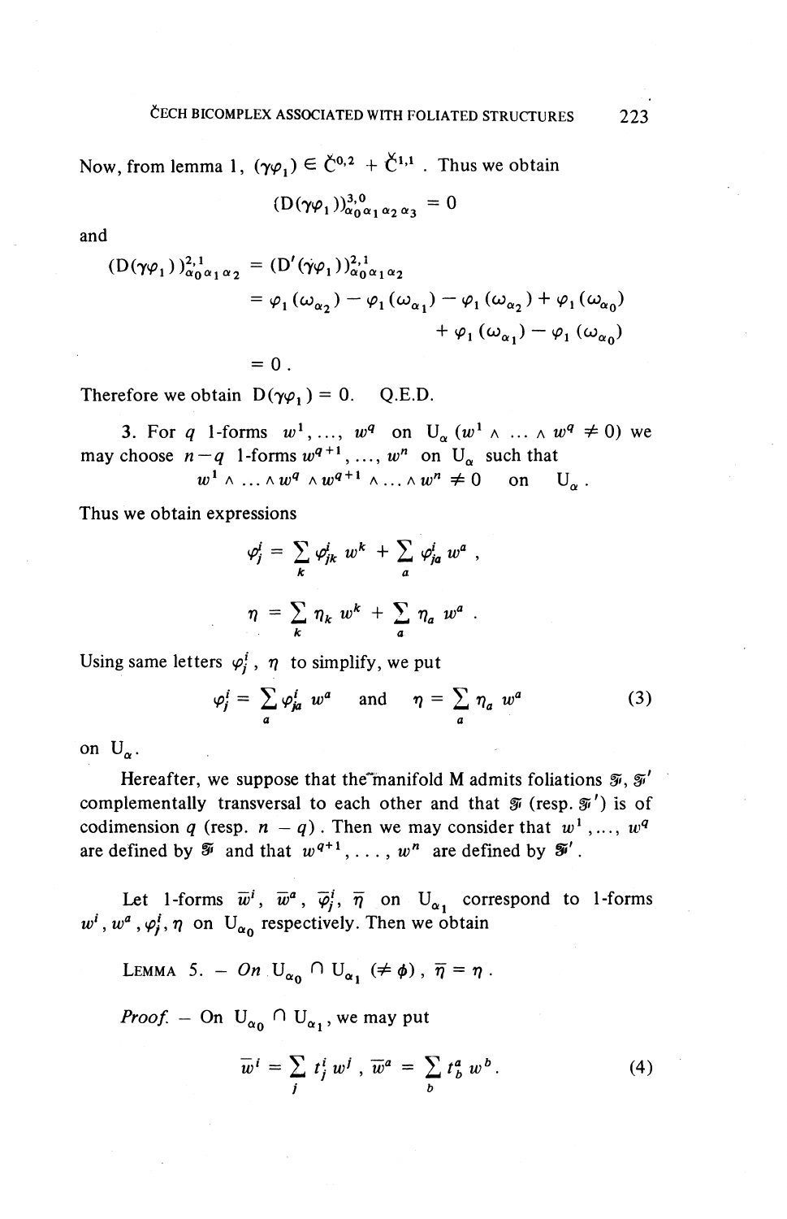Now, from lemma 1, $(\gamma\varphi_1) \in \check{C}^{0,2} + \check{C}^{1,1}$. Thus we obtain

$$(D(\gamma\varphi_1))^{3,0}_{\alpha_0\alpha_1\alpha_2\alpha_3} = 0$$

and

$$\begin{aligned}
(D(\gamma\varphi_1))^{2,1}_{\alpha_0\alpha_1\alpha_2} &= (D'(\gamma\varphi_1))^{2,1}_{\alpha_0\alpha_1\alpha_2} \\
&= \varphi_1(\omega_{\alpha_2}) - \varphi_1(\omega_{\alpha_1}) - \varphi_1(\omega_{\alpha_2}) + \varphi_1(\omega_{\alpha_0}) \\
&\qquad + \varphi_1(\omega_{\alpha_1}) - \varphi_1(\omega_{\alpha_0}) \\
&= 0 .
\end{aligned}$$

Therefore we obtain $D(\gamma\varphi_1) = 0$. Q.E.D.

3. For $q$ 1-forms $w^1, \ldots, w^q$ on $U_\alpha$ ($w^1 \wedge \ldots \wedge w^q \neq 0$) we may choose $n-q$ 1-forms $w^{q+1}, \ldots, w^n$ on $U_\alpha$ such that

$$w^1 \wedge \ldots \wedge w^q \wedge w^{q+1} \wedge \ldots \wedge w^n \neq 0 \quad \text{on} \quad U_\alpha .$$

Thus we obtain expressions

$$\varphi^i_j = \sum_k \varphi^i_{jk}\, w^k + \sum_a \varphi^i_{ja}\, w^a ,$$

$$\eta = \sum_k \eta_k\, w^k + \sum_a \eta_a\, w^a .$$

Using same letters $\varphi^i_j$, $\eta$ to simplify, we put

$$\varphi^i_j = \sum_a \varphi^i_{ja}\, w^a \quad \text{and} \quad \eta = \sum_a \eta_a\, w^a \tag{3}$$

on $U_\alpha$.

Hereafter, we suppose that the manifold M admits foliations $\mathfrak{F}$, $\mathfrak{F}'$ complementally transversal to each other and that $\mathfrak{F}$ (resp. $\mathfrak{F}'$) is of codimension $q$ (resp. $n-q$). Then we may consider that $w^1, \ldots, w^q$ are defined by $\mathfrak{F}$ and that $w^{q+1}, \ldots, w^n$ are defined by $\mathfrak{F}'$.

Let 1-forms $\overline{w}^i$, $\overline{w}^a$, $\overline{\varphi}^i_j$, $\overline{\eta}$ on $U_{\alpha_1}$ correspond to 1-forms $w^i, w^a, \varphi^i_j, \eta$ on $U_{\alpha_0}$ respectively. Then we obtain

LEMMA 5. – *On* $U_{\alpha_0} \cap U_{\alpha_1}$ $(\neq \phi)$, $\overline{\eta} = \eta$.

*Proof.* – On $U_{\alpha_0} \cap U_{\alpha_1}$, we may put

$$\overline{w}^i = \sum_j t^i_j\, w^j , \quad \overline{w}^a = \sum_b t^a_b\, w^b . \tag{4}$$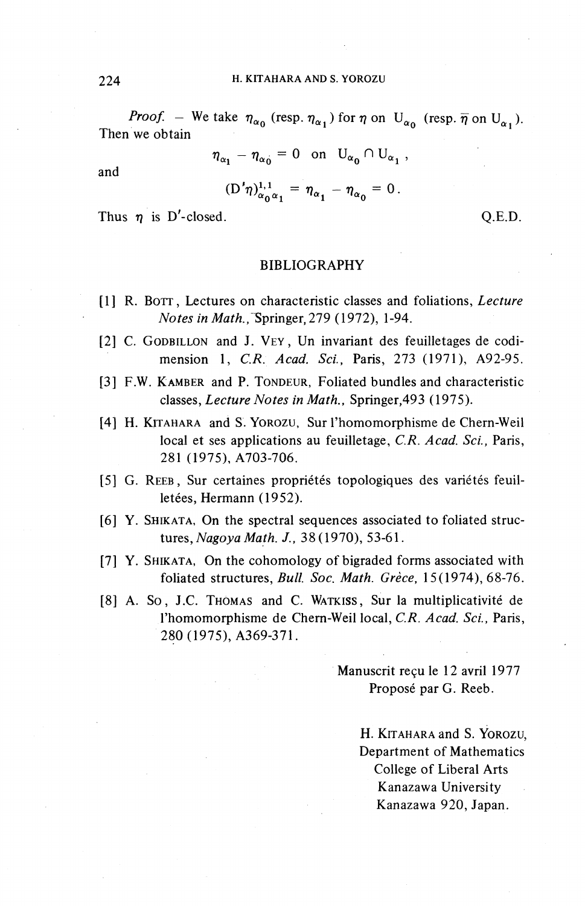*Proof.* – We take $\eta_{\alpha_0}$ (resp. $\eta_{\alpha_1}$) for $\eta$ on $U_{\alpha_0}$ (resp. $\overline{\eta}$ on $U_{\alpha_1}$). Then we obtain

$$\eta_{\alpha_1} - \eta_{\alpha_0} = 0 \quad \text{on} \quad U_{\alpha_0} \cap U_{\alpha_1},$$

and

$$(D'\eta)^{1,1}_{\alpha_0 \alpha_1} = \eta_{\alpha_1} - \eta_{\alpha_0} = 0 .$$

Thus $\eta$ is D′-closed. Q.E.D.

## BIBLIOGRAPHY

[1] R. Bott, Lectures on characteristic classes and foliations, *Lecture Notes in Math.*, Springer, 279 (1972), 1-94.

[2] C. Godbillon and J. Vey, Un invariant des feuilletages de codimension 1, *C.R. Acad. Sci.*, Paris, 273 (1971), A92-95.

[3] F.W. Kamber and P. Tondeur, Foliated bundles and characteristic classes, *Lecture Notes in Math.*, Springer, 493 (1975).

[4] H. Kitahara and S. Yorozu, Sur l'homomorphisme de Chern-Weil local et ses applications au feuilletage, *C.R. Acad. Sci.*, Paris, 281 (1975), A703-706.

[5] G. Reeb, Sur certaines propriétés topologiques des variétés feuilletées, Hermann (1952).

[6] Y. Shikata, On the spectral sequences associated to foliated structures, *Nagoya Math. J.*, 38 (1970), 53-61.

[7] Y. Shikata, On the cohomology of bigraded forms associated with foliated structures, *Bull. Soc. Math. Grèce*, 15 (1974), 68-76.

[8] A. So, J.C. Thomas and C. Watkiss, Sur la multiplicativité de l'homomorphisme de Chern-Weil local, *C.R. Acad. Sci.*, Paris, 280 (1975), A369-371.

Manuscrit reçu le 12 avril 1977
Proposé par G. Reeb.

H. Kitahara and S. Yorozu,
Department of Mathematics
College of Liberal Arts
Kanazawa University
Kanazawa 920, Japan.